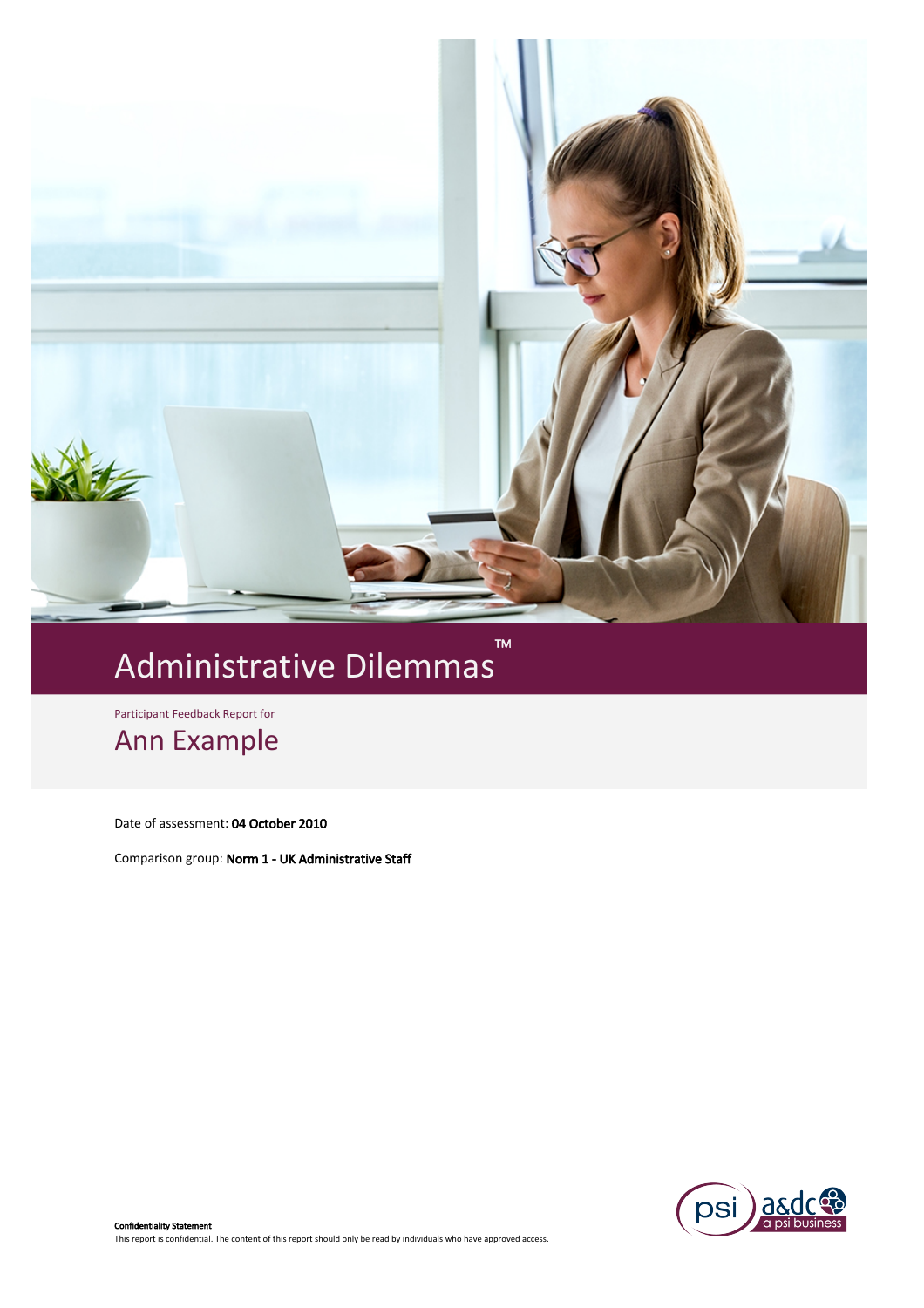# Administrative Dilemmas™

Participant Feedback Report for

## Ann Example

Date of assessment: **04 October 2010**

Comparison group: **Norm 1 - UK Administrative Staff**

**Confidentiality Statement**
This report is confidential. The content of this report should only be read by individuals who have approved access.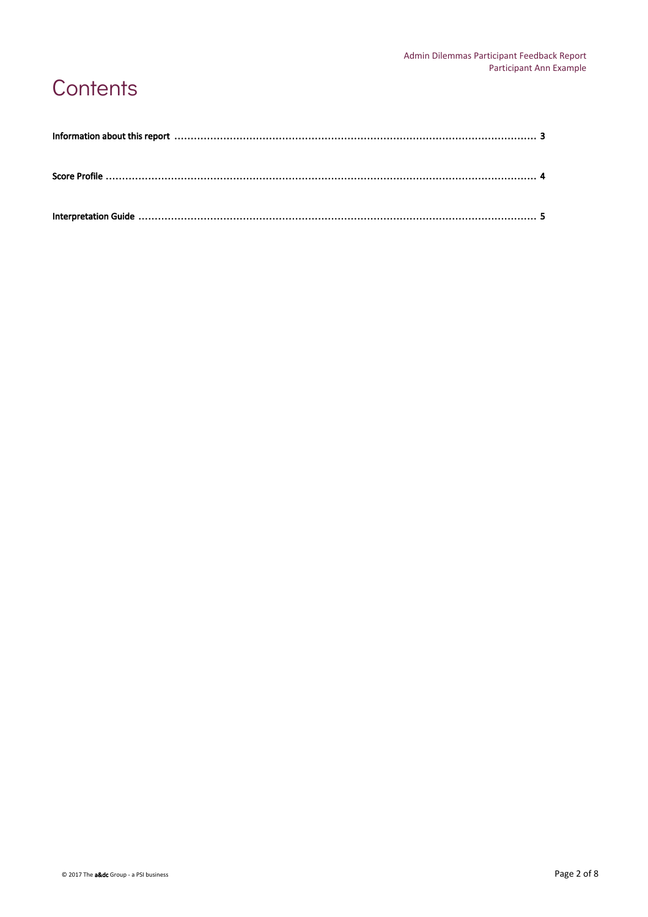# Contents

**Information about this report** .......... **3**

**Score Profile** .......... **4**

**Interpretation Guide** .......... **5**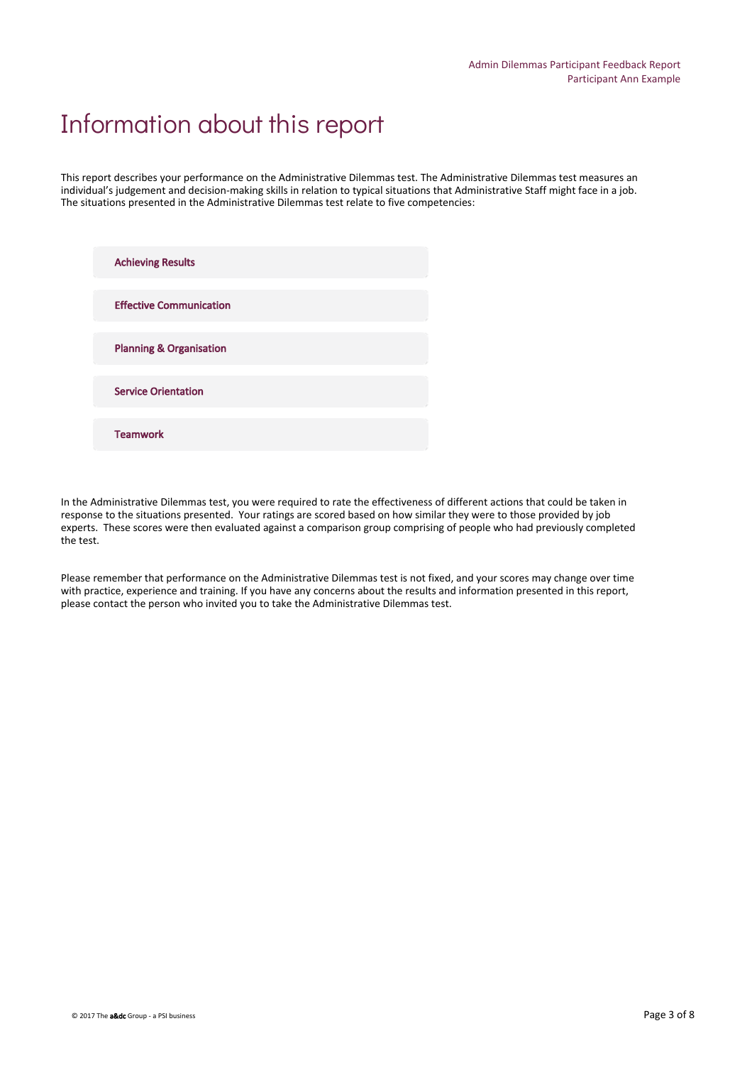# Information about this report

This report describes your performance on the Administrative Dilemmas test. The Administrative Dilemmas test measures an individual's judgement and decision-making skills in relation to typical situations that Administrative Staff might face in a job. The situations presented in the Administrative Dilemmas test relate to five competencies:

- **Achieving Results**
- **Effective Communication**
- **Planning & Organisation**
- **Service Orientation**
- **Teamwork**

In the Administrative Dilemmas test, you were required to rate the effectiveness of different actions that could be taken in response to the situations presented. Your ratings are scored based on how similar they were to those provided by job experts. These scores were then evaluated against a comparison group comprising of people who had previously completed the test.

Please remember that performance on the Administrative Dilemmas test is not fixed, and your scores may change over time with practice, experience and training. If you have any concerns about the results and information presented in this report, please contact the person who invited you to take the Administrative Dilemmas test.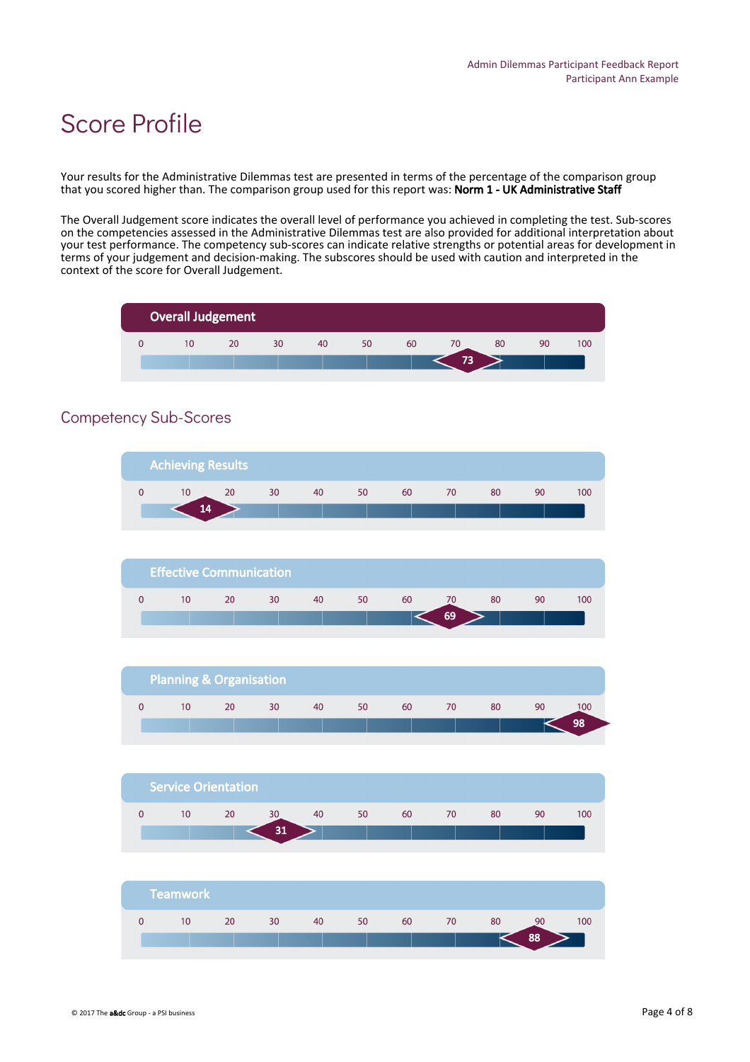# Score Profile

Your results for the Administrative Dilemmas test are presented in terms of the percentage of the comparison group that you scored higher than. The comparison group used for this report was: **Norm 1 - UK Administrative Staff**

The Overall Judgement score indicates the overall level of performance you achieved in completing the test. Sub-scores on the competencies assessed in the Administrative Dilemmas test are also provided for additional interpretation about your test performance. The competency sub-scores can indicate relative strengths or potential areas for development in terms of your judgement and decision-making. The subscores should be used with caution and interpreted in the context of the score for Overall Judgement.

**Overall Judgement**

0 10 20 30 40 50 60 70 80 90 100

Score: 73

## Competency Sub-Scores

**Achieving Results**

0 10 20 30 40 50 60 70 80 90 100

Score: 14

**Effective Communication**

0 10 20 30 40 50 60 70 80 90 100

Score: 69

**Planning & Organisation**

0 10 20 30 40 50 60 70 80 90 100

Score: 98

**Service Orientation**

0 10 20 30 40 50 60 70 80 90 100

Score: 31

**Teamwork**

0 10 20 30 40 50 60 70 80 90 100

Score: 88

© 2017 The a&dc Group - a PSI business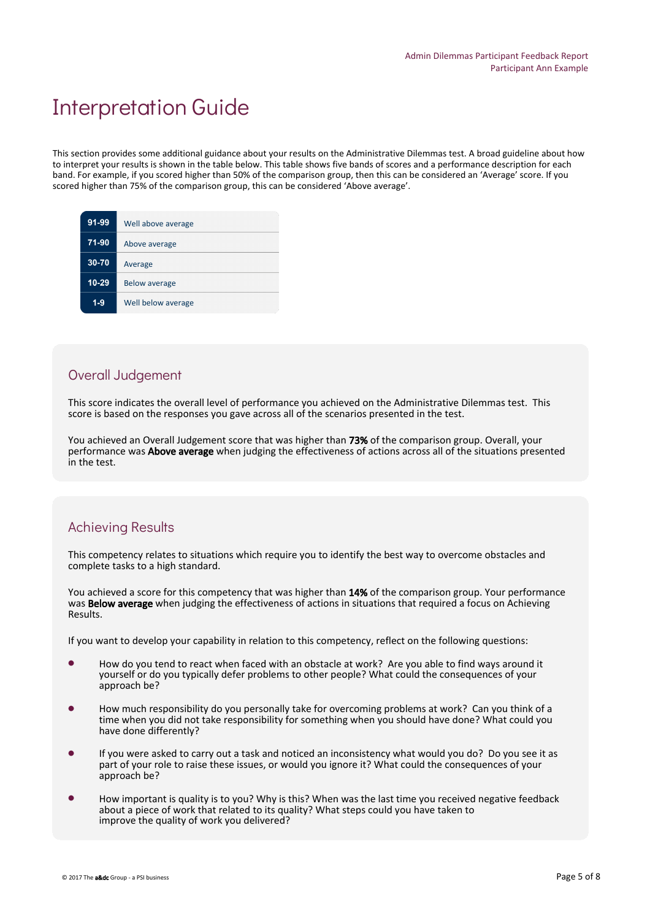# Interpretation Guide

This section provides some additional guidance about your results on the Administrative Dilemmas test. A broad guideline about how to interpret your results is shown in the table below. This table shows five bands of scores and a performance description for each band. For example, if you scored higher than 50% of the comparison group, then this can be considered an 'Average' score. If you scored higher than 75% of the comparison group, this can be considered 'Above average'.

| Score | Description |
|---|---|
| 91-99 | Well above average |
| 71-90 | Above average |
| 30-70 | Average |
| 10-29 | Below average |
| 1-9 | Well below average |

## Overall Judgement

This score indicates the overall level of performance you achieved on the Administrative Dilemmas test. This score is based on the responses you gave across all of the scenarios presented in the test.

You achieved an Overall Judgement score that was higher than **73%** of the comparison group. Overall, your performance was **Above average** when judging the effectiveness of actions across all of the situations presented in the test.

## Achieving Results

This competency relates to situations which require you to identify the best way to overcome obstacles and complete tasks to a high standard.

You achieved a score for this competency that was higher than **14%** of the comparison group. Your performance was **Below average** when judging the effectiveness of actions in situations that required a focus on Achieving Results.

If you want to develop your capability in relation to this competency, reflect on the following questions:

- How do you tend to react when faced with an obstacle at work? Are you able to find ways around it yourself or do you typically defer problems to other people? What could the consequences of your approach be?
- How much responsibility do you personally take for overcoming problems at work? Can you think of a time when you did not take responsibility for something when you should have done? What could you have done differently?
- If you were asked to carry out a task and noticed an inconsistency what would you do? Do you see it as part of your role to raise these issues, or would you ignore it? What could the consequences of your approach be?
- How important is quality is to you? Why is this? When was the last time you received negative feedback about a piece of work that related to its quality? What steps could you have taken to improve the quality of work you delivered?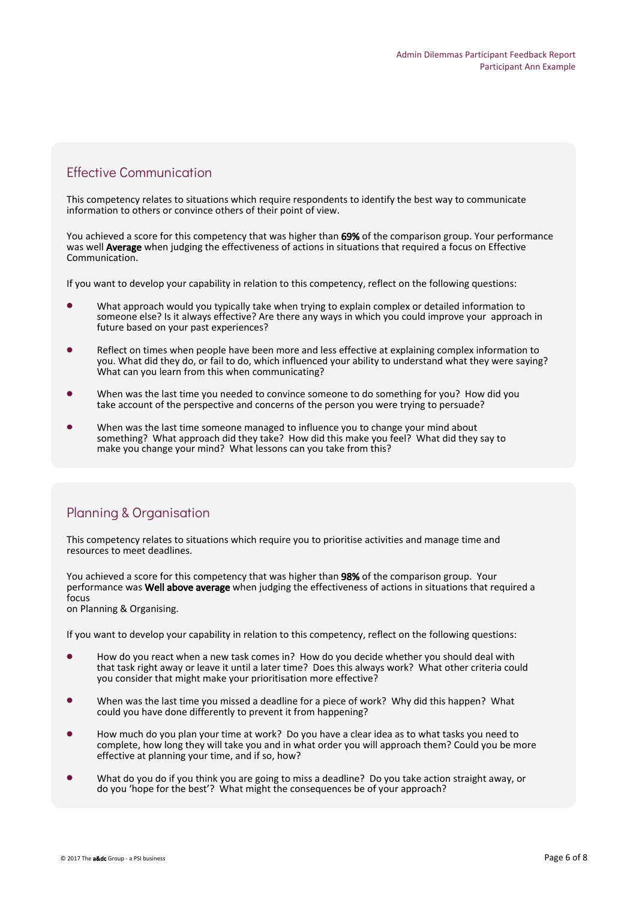## Effective Communication

This competency relates to situations which require respondents to identify the best way to communicate information to others or convince others of their point of view.

You achieved a score for this competency that was higher than **69%** of the comparison group. Your performance was well **Average** when judging the effectiveness of actions in situations that required a focus on Effective Communication.

If you want to develop your capability in relation to this competency, reflect on the following questions:

- What approach would you typically take when trying to explain complex or detailed information to someone else? Is it always effective? Are there any ways in which you could improve your approach in future based on your past experiences?
- Reflect on times when people have been more and less effective at explaining complex information to you. What did they do, or fail to do, which influenced your ability to understand what they were saying? What can you learn from this when communicating?
- When was the last time you needed to convince someone to do something for you? How did you take account of the perspective and concerns of the person you were trying to persuade?
- When was the last time someone managed to influence you to change your mind about something? What approach did they take? How did this make you feel? What did they say to make you change your mind? What lessons can you take from this?

## Planning & Organisation

This competency relates to situations which require you to prioritise activities and manage time and resources to meet deadlines.

You achieved a score for this competency that was higher than **98%** of the comparison group. Your performance was **Well above average** when judging the effectiveness of actions in situations that required a focus on Planning & Organising.

If you want to develop your capability in relation to this competency, reflect on the following questions:

- How do you react when a new task comes in? How do you decide whether you should deal with that task right away or leave it until a later time? Does this always work? What other criteria could you consider that might make your prioritisation more effective?
- When was the last time you missed a deadline for a piece of work? Why did this happen? What could you have done differently to prevent it from happening?
- How much do you plan your time at work? Do you have a clear idea as to what tasks you need to complete, how long they will take you and in what order you will approach them? Could you be more effective at planning your time, and if so, how?
- What do you do if you think you are going to miss a deadline? Do you take action straight away, or do you 'hope for the best'? What might the consequences be of your approach?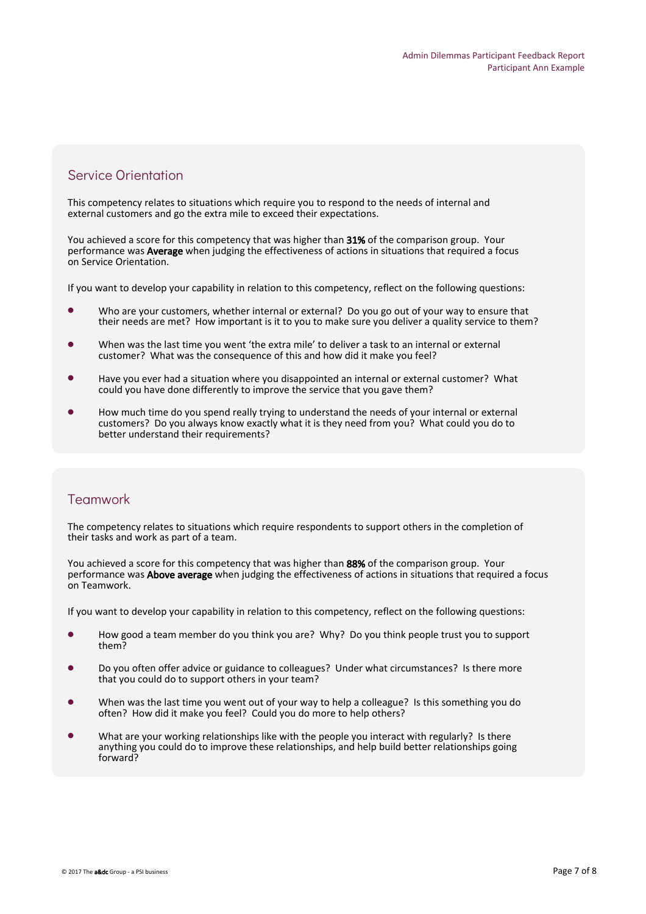## Service Orientation

This competency relates to situations which require you to respond to the needs of internal and external customers and go the extra mile to exceed their expectations.

You achieved a score for this competency that was higher than **31%** of the comparison group. Your performance was **Average** when judging the effectiveness of actions in situations that required a focus on Service Orientation.

If you want to develop your capability in relation to this competency, reflect on the following questions:

- Who are your customers, whether internal or external? Do you go out of your way to ensure that their needs are met? How important is it to you to make sure you deliver a quality service to them?
- When was the last time you went 'the extra mile' to deliver a task to an internal or external customer? What was the consequence of this and how did it make you feel?
- Have you ever had a situation where you disappointed an internal or external customer? What could you have done differently to improve the service that you gave them?
- How much time do you spend really trying to understand the needs of your internal or external customers? Do you always know exactly what it is they need from you? What could you do to better understand their requirements?

## Teamwork

The competency relates to situations which require respondents to support others in the completion of their tasks and work as part of a team.

You achieved a score for this competency that was higher than **88%** of the comparison group. Your performance was **Above average** when judging the effectiveness of actions in situations that required a focus on Teamwork.

If you want to develop your capability in relation to this competency, reflect on the following questions:

- How good a team member do you think you are? Why? Do you think people trust you to support them?
- Do you often offer advice or guidance to colleagues? Under what circumstances? Is there more that you could do to support others in your team?
- When was the last time you went out of your way to help a colleague? Is this something you do often? How did it make you feel? Could you do more to help others?
- What are your working relationships like with the people you interact with regularly? Is there anything you could do to improve these relationships, and help build better relationships going forward?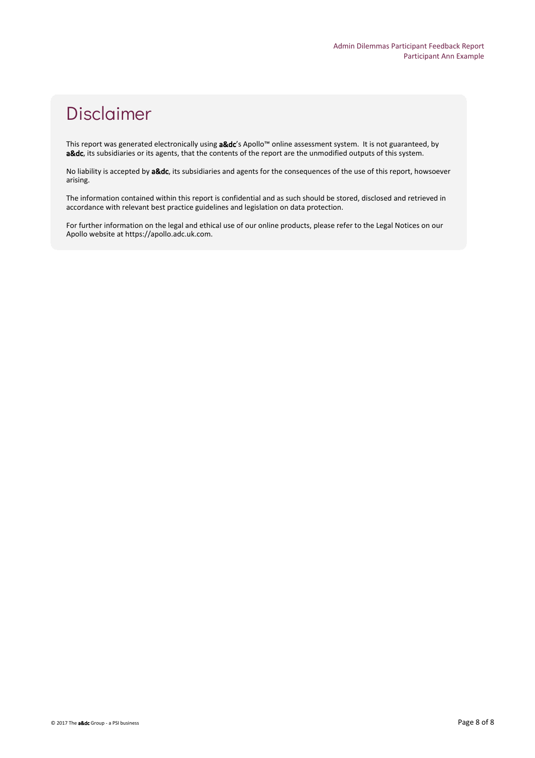# Disclaimer

This report was generated electronically using **a&dc**'s Apollo™ online assessment system. It is not guaranteed, by **a&dc**, its subsidiaries or its agents, that the contents of the report are the unmodified outputs of this system.

No liability is accepted by **a&dc**, its subsidiaries and agents for the consequences of the use of this report, howsoever arising.

The information contained within this report is confidential and as such should be stored, disclosed and retrieved in accordance with relevant best practice guidelines and legislation on data protection.

For further information on the legal and ethical use of our online products, please refer to the Legal Notices on our Apollo website at https://apollo.adc.uk.com.